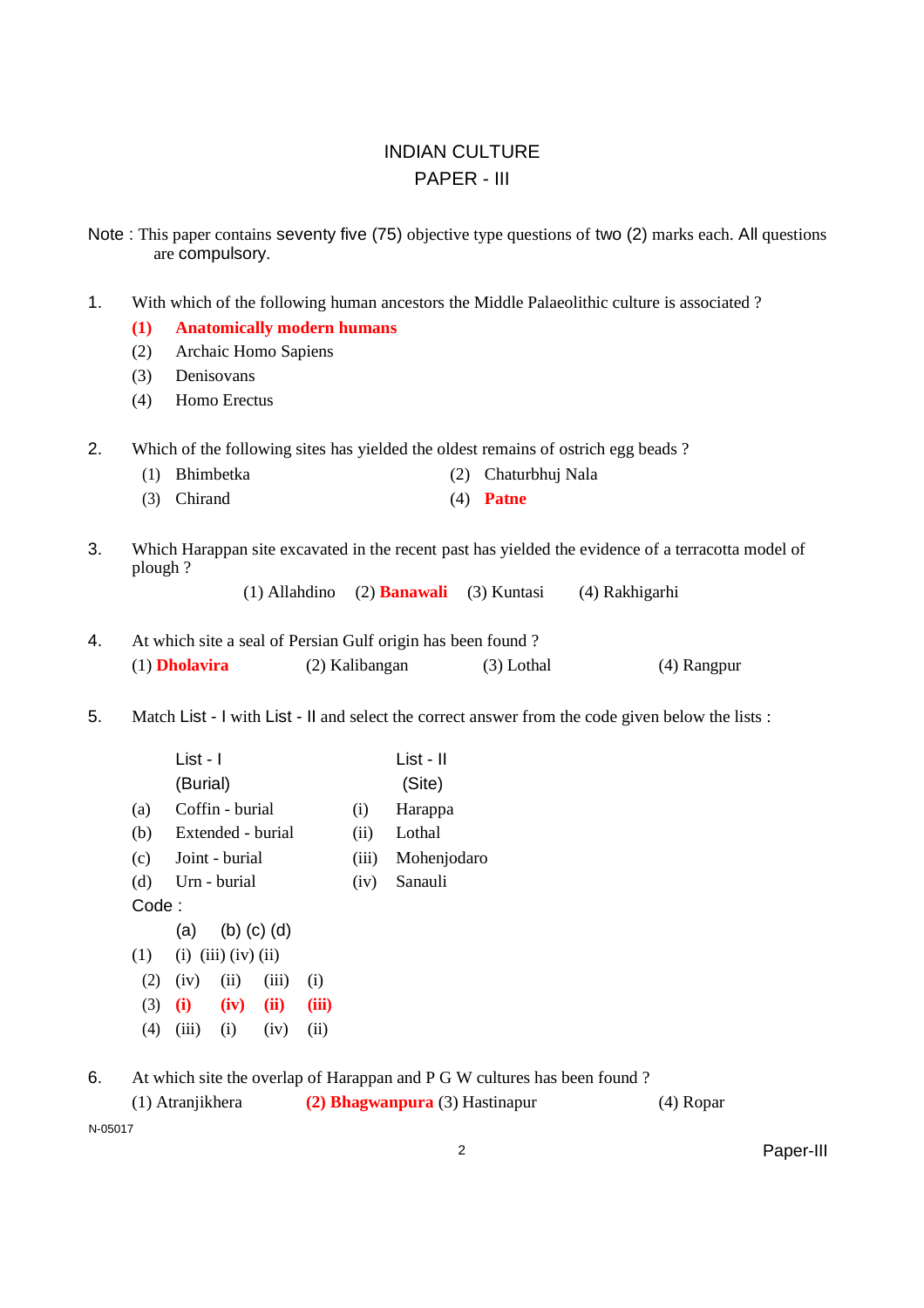# INDIAN CULTURE
## PAPER - III

**Note :** This paper contains seventy five (75) objective type questions of two (2) marks each. All questions are compulsory.

1. With which of the following human ancestors the Middle Palaeolithic culture is associated ?
   **(1) Anatomically modern humans**
   (2) Archaic Homo Sapiens
   (3) Denisovans
   (4) Homo Erectus

2. Which of the following sites has yielded the oldest remains of ostrich egg beads ?
   (1) Bhimbetka
   (2) Chaturbhuj Nala
   (3) Chirand
   (4) **Patne**

3. Which Harappan site excavated in the recent past has yielded the evidence of a terracotta model of plough ?
   (1) Allahdino (2) **Banawali** (3) Kuntasi (4) Rakhigarhi

4. At which site a seal of Persian Gulf origin has been found ?
   (1) **Dholavira** (2) Kalibangan (3) Lothal (4) Rangpur

5. Match List - I with List - II and select the correct answer from the code given below the lists :

| | List - I (Burial) | | List - II (Site) |
|---|---|---|---|
| (a) | Coffin - burial | (i) | Harappa |
| (b) | Extended - burial | (ii) | Lothal |
| (c) | Joint - burial | (iii) | Mohenjodaro |
| (d) | Urn - burial | (iv) | Sanauli |

Code :

| | (a) | (b) | (c) | (d) |
|---|---|---|---|---|
| (1) | (i) | (iii) | (iv) | (ii) |
| (2) | (iv) | (ii) | (iii) | (i) |
| **(3)** | **(i)** | **(iv)** | **(ii)** | **(iii)** |
| (4) | (iii) | (i) | (iv) | (ii) |

6. At which site the overlap of Harappan and P G W cultures has been found ?
   (1) Atranjikhera (2) **Bhagwanpura** (3) Hastinapur (4) Ropar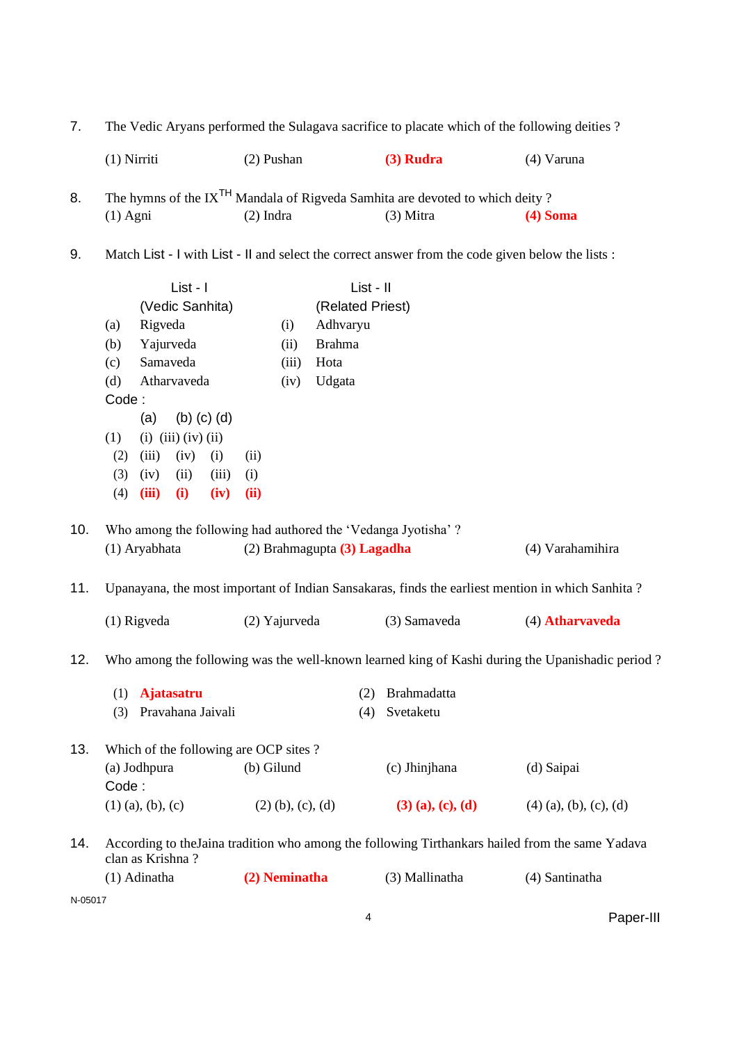7. The Vedic Aryans performed the Sulagava sacrifice to placate which of the following deities ?

(1) Nirriti (2) Pushan **(3) Rudra** (4) Varuna

8. The hymns of the IX$^{TH}$ Mandala of Rigveda Samhita are devoted to which deity ?

(1) Agni (2) Indra (3) Mitra **(4) Soma**

9. Match List - I with List - II and select the correct answer from the code given below the lists :

| | List - I (Vedic Sanhita) | | List - II (Related Priest) |
|---|---|---|---|
| (a) | Rigveda | (i) | Adhvaryu |
| (b) | Yajurveda | (ii) | Brahma |
| (c) | Samaveda | (iii) | Hota |
| (d) | Atharvaveda | (iv) | Udgata |

Code :

| | (a) | (b) | (c) | (d) |
|---|---|---|---|---|
| (1) | (i) | (iii) | (iv) | (ii) |
| (2) | (iii) | (iv) | (i) | (ii) |
| (3) | (iv) | (ii) | (iii) | (i) |
| (4) | **(iii)** | **(i)** | **(iv)** | **(ii)** |

10. Who among the following had authored the 'Vedanga Jyotisha' ?

(1) Aryabhata (2) Brahmagupta **(3) Lagadha** (4) Varahamihira

11. Upanayana, the most important of Indian Sansakaras, finds the earliest mention in which Sanhita ?

(1) Rigveda (2) Yajurveda (3) Samaveda (4) **Atharvaveda**

12. Who among the following was the well-known learned king of Kashi during the Upanishadic period ?

(1) **Ajatasatru** (2) Brahmadatta
(3) Pravahana Jaivali (4) Svetaketu

13. Which of the following are OCP sites ?

(a) Jodhpura (b) Gilund (c) Jhinjhana (d) Saipai

Code :

(1) (a), (b), (c) (2) (b), (c), (d) **(3) (a), (c), (d)** (4) (a), (b), (c), (d)

14. According to theJaina tradition who among the following Tirthankars hailed from the same Yadava clan as Krishna ?

(1) Adinatha **(2) Neminatha** (3) Mallinatha (4) Santinatha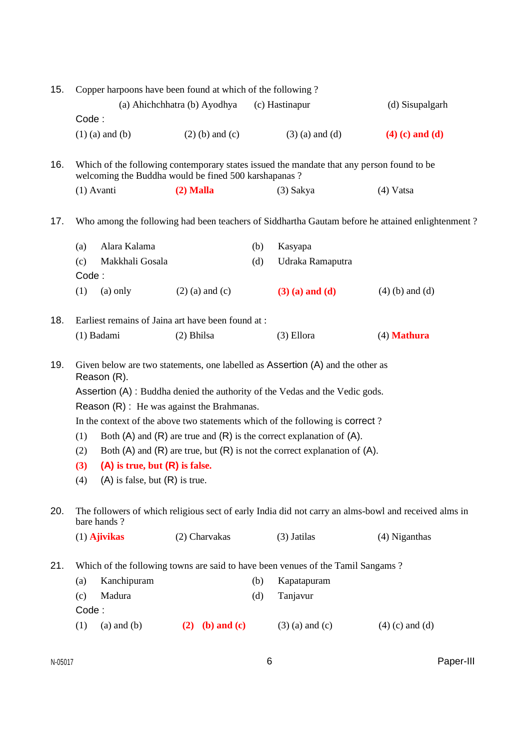15. Copper harpoons have been found at which of the following ?

    (a) Ahichchhatra (b) Ayodhya (c) Hastinapur (d) Sisupalgarh

    Code :

    (1) (a) and (b) (2) (b) and (c) (3) (a) and (d) **(4) (c) and (d)**

16. Which of the following contemporary states issued the mandate that any person found to be welcoming the Buddha would be fined 500 karshapanas ?

    (1) Avanti **(2) Malla** (3) Sakya (4) Vatsa

17. Who among the following had been teachers of Siddhartha Gautam before he attained enlightenment ?

    (a) Alara Kalama (b) Kasyapa

    (c) Makkhali Gosala (d) Udraka Ramaputra

    Code :

    (1) (a) only (2) (a) and (c) **(3) (a) and (d)** (4) (b) and (d)

18. Earliest remains of Jaina art have been found at :

    (1) Badami (2) Bhilsa (3) Ellora (4) **Mathura**

19. Given below are two statements, one labelled as Assertion (A) and the other as Reason (R).

    Assertion (A) : Buddha denied the authority of the Vedas and the Vedic gods.

    Reason (R) : He was against the Brahmanas.

    In the context of the above two statements which of the following is correct ?

    (1) Both (A) and (R) are true and (R) is the correct explanation of (A).

    (2) Both (A) and (R) are true, but (R) is not the correct explanation of (A).

    **(3) (A) is true, but (R) is false.**

    (4) (A) is false, but (R) is true.

20. The followers of which religious sect of early India did not carry an alms-bowl and received alms in bare hands ?

    (1) **Ajivikas** (2) Charvakas (3) Jatilas (4) Niganthas

21. Which of the following towns are said to have been venues of the Tamil Sangams ?

    (a) Kanchipuram (b) Kapatapuram

    (c) Madura (d) Tanjavur

    Code :

    (1) (a) and (b) **(2) (b) and (c)** (3) (a) and (c) (4) (c) and (d)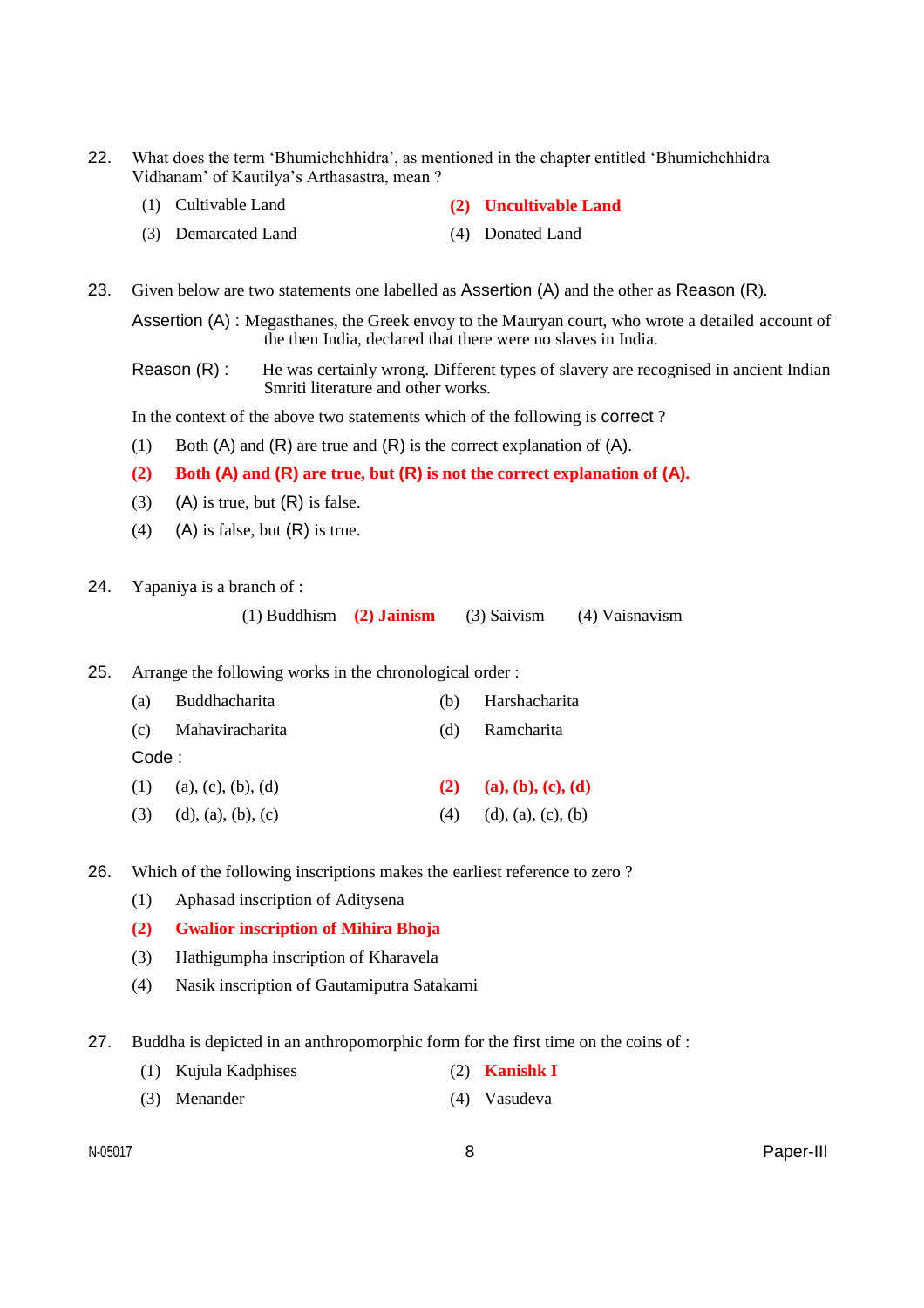22. What does the term 'Bhumichchhidra', as mentioned in the chapter entitled 'Bhumichchhidra Vidhanam' of Kautilya's Arthasastra, mean ?

    (1) Cultivable Land
    **(2) Uncultivable Land**
    (3) Demarcated Land
    (4) Donated Land

23. Given below are two statements one labelled as Assertion (A) and the other as Reason (R).

    Assertion (A) : Megasthanes, the Greek envoy to the Mauryan court, who wrote a detailed account of the then India, declared that there were no slaves in India.

    Reason (R) : He was certainly wrong. Different types of slavery are recognised in ancient Indian Smriti literature and other works.

    In the context of the above two statements which of the following is correct ?

    (1) Both (A) and (R) are true and (R) is the correct explanation of (A).
    **(2) Both (A) and (R) are true, but (R) is not the correct explanation of (A).**
    (3) (A) is true, but (R) is false.
    (4) (A) is false, but (R) is true.

24. Yapaniya is a branch of :

    (1) Buddhism **(2) Jainism** (3) Saivism (4) Vaisnavism

25. Arrange the following works in the chronological order :

    (a) Buddhacharita
    (b) Harshacharita
    (c) Mahaviracharita
    (d) Ramcharita

    Code :

    (1) (a), (c), (b), (d)
    **(2) (a), (b), (c), (d)**
    (3) (d), (a), (b), (c)
    (4) (d), (a), (c), (b)

26. Which of the following inscriptions makes the earliest reference to zero ?

    (1) Aphasad inscription of Aditysena
    **(2) Gwalior inscription of Mihira Bhoja**
    (3) Hathigumpha inscription of Kharavela
    (4) Nasik inscription of Gautamiputra Satakarni

27. Buddha is depicted in an anthropomorphic form for the first time on the coins of :

    (1) Kujula Kadphises
    (2) **Kanishk I**
    (3) Menander
    (4) Vasudeva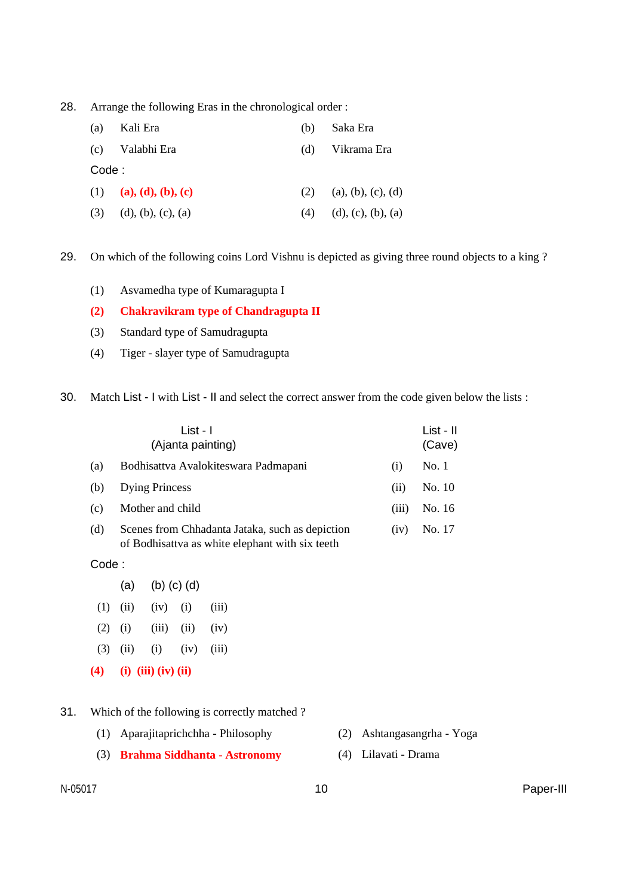28. Arrange the following Eras in the chronological order :

(a) Kali Era
(b) Saka Era
(c) Valabhi Era
(d) Vikrama Era

Code :

(1) **(a), (d), (b), (c)**
(2) (a), (b), (c), (d)
(3) (d), (b), (c), (a)
(4) (d), (c), (b), (a)

29. On which of the following coins Lord Vishnu is depicted as giving three round objects to a king ?

(1) Asvamedha type of Kumaragupta I
(2) **Chakravikram type of Chandragupta II**
(3) Standard type of Samudragupta
(4) Tiger - slayer type of Samudragupta

30. Match List - I with List - II and select the correct answer from the code given below the lists :

| | List - I (Ajanta painting) | | List - II (Cave) |
|---|---|---|---|
| (a) | Bodhisattva Avalokiteswara Padmapani | (i) | No. 1 |
| (b) | Dying Princess | (ii) | No. 10 |
| (c) | Mother and child | (iii) | No. 16 |
| (d) | Scenes from Chhadanta Jataka, such as depiction of Bodhisattva as white elephant with six teeth | (iv) | No. 17 |

Code :

| | (a) | (b) | (c) | (d) |
|---|---|---|---|---|
| (1) | (ii) | (iv) | (i) | (iii) |
| (2) | (i) | (iii) | (ii) | (iv) |
| (3) | (ii) | (i) | (iv) | (iii) |
| **(4)** | **(i)** | **(iii)** | **(iv)** | **(ii)** |

31. Which of the following is correctly matched ?

(1) Aparajitaprichchha - Philosophy
(2) Ashtangasangrha - Yoga
(3) **Brahma Siddhanta - Astronomy**
(4) Lilavati - Drama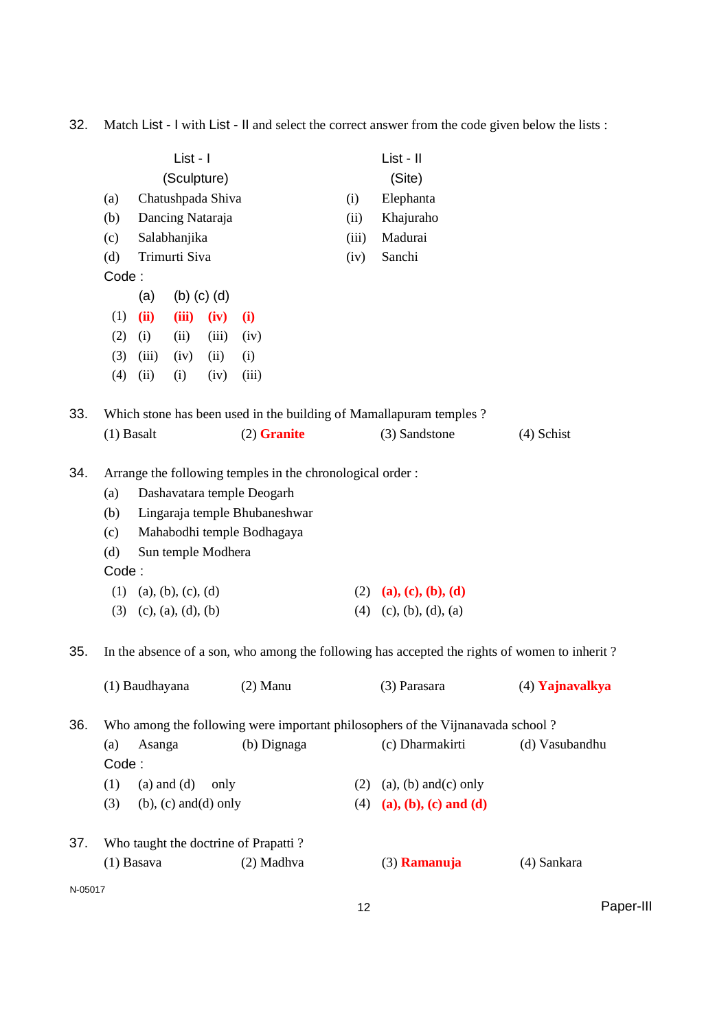32. Match List - I with List - II and select the correct answer from the code given below the lists :

| | List - I (Sculpture) | | List - II (Site) |
|---|---|---|---|
| (a) | Chatushpada Shiva | (i) | Elephanta |
| (b) | Dancing Nataraja | (ii) | Khajuraho |
| (c) | Salabhanjika | (iii) | Madurai |
| (d) | Trimurti Siva | (iv) | Sanchi |

Code :

| | (a) | (b) | (c) | (d) |
|---|---|---|---|---|
| (1) | **(ii)** | **(iii)** | **(iv)** | **(i)** |
| (2) | (i) | (ii) | (iii) | (iv) |
| (3) | (iii) | (iv) | (ii) | (i) |
| (4) | (ii) | (i) | (iv) | (iii) |

33. Which stone has been used in the building of Mamallapuram temples ?

(1) Basalt (2) **Granite** (3) Sandstone (4) Schist

34. Arrange the following temples in the chronological order :

(a) Dashavatara temple Deogarh
(b) Lingaraja temple Bhubaneshwar
(c) Mahabodhi temple Bodhagaya
(d) Sun temple Modhera

Code :

(1) (a), (b), (c), (d) (2) **(a), (c), (b), (d)**
(3) (c), (a), (d), (b) (4) (c), (b), (d), (a)

35. In the absence of a son, who among the following has accepted the rights of women to inherit ?

(1) Baudhayana (2) Manu (3) Parasara (4) **Yajnavalkya**

36. Who among the following were important philosophers of the Vijnanavada school ?

(a) Asanga (b) Dignaga (c) Dharmakirti (d) Vasubandhu

Code :

(1) (a) and (d) only (2) (a), (b) and(c) only
(3) (b), (c) and(d) only (4) **(a), (b), (c) and (d)**

37. Who taught the doctrine of Prapatti ?

(1) Basava (2) Madhva (3) **Ramanuja** (4) Sankara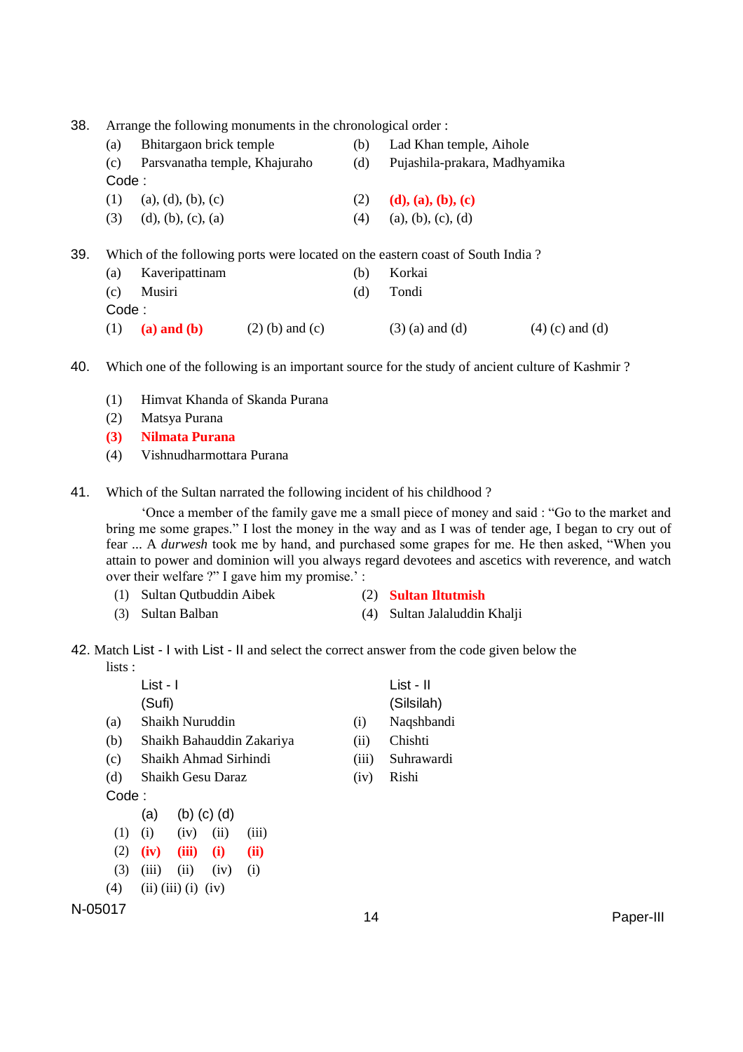38. Arrange the following monuments in the chronological order :

(a) Bhitargaon brick temple
(b) Lad Khan temple, Aihole
(c) Parsvanatha temple, Khajuraho
(d) Pujashila-prakara, Madhyamika

Code :

(1) (a), (d), (b), (c)
(2) **(d), (a), (b), (c)**
(3) (d), (b), (c), (a)
(4) (a), (b), (c), (d)

39. Which of the following ports were located on the eastern coast of South India ?

(a) Kaveripattinam
(b) Korkai
(c) Musiri
(d) Tondi

Code :

(1) **(a) and (b)**
(2) (b) and (c)
(3) (a) and (d)
(4) (c) and (d)

40. Which one of the following is an important source for the study of ancient culture of Kashmir ?

(1) Himvat Khanda of Skanda Purana
(2) Matsya Purana
(3) **Nilmata Purana**
(4) Vishnudharmottara Purana

41. Which of the Sultan narrated the following incident of his childhood ?

'Once a member of the family gave me a small piece of money and said : "Go to the market and bring me some grapes." I lost the money in the way and as I was of tender age, I began to cry out of fear ... A *durwesh* took me by hand, and purchased some grapes for me. He then asked, "When you attain to power and dominion will you always regard devotees and ascetics with reverence, and watch over their welfare ?" I gave him my promise.' :

(1) Sultan Qutbuddin Aibek
(2) **Sultan Iltutmish**
(3) Sultan Balban
(4) Sultan Jalaluddin Khalji

42. Match List - I with List - II and select the correct answer from the code given below the lists :

| | List - I (Sufi) | | List - II (Silsilah) |
|---|---|---|---|
| (a) | Shaikh Nuruddin | (i) | Naqshbandi |
| (b) | Shaikh Bahauddin Zakariya | (ii) | Chishti |
| (c) | Shaikh Ahmad Sirhindi | (iii) | Suhrawardi |
| (d) | Shaikh Gesu Daraz | (iv) | Rishi |

Code :

| | (a) | (b) | (c) | (d) |
|---|---|---|---|---|
| (1) | (i) | (iv) | (ii) | (iii) |
| (2) | **(iv)** | **(iii)** | **(i)** | **(ii)** |
| (3) | (iii) | (ii) | (iv) | (i) |
| (4) | (ii) | (iii) | (i) | (iv) |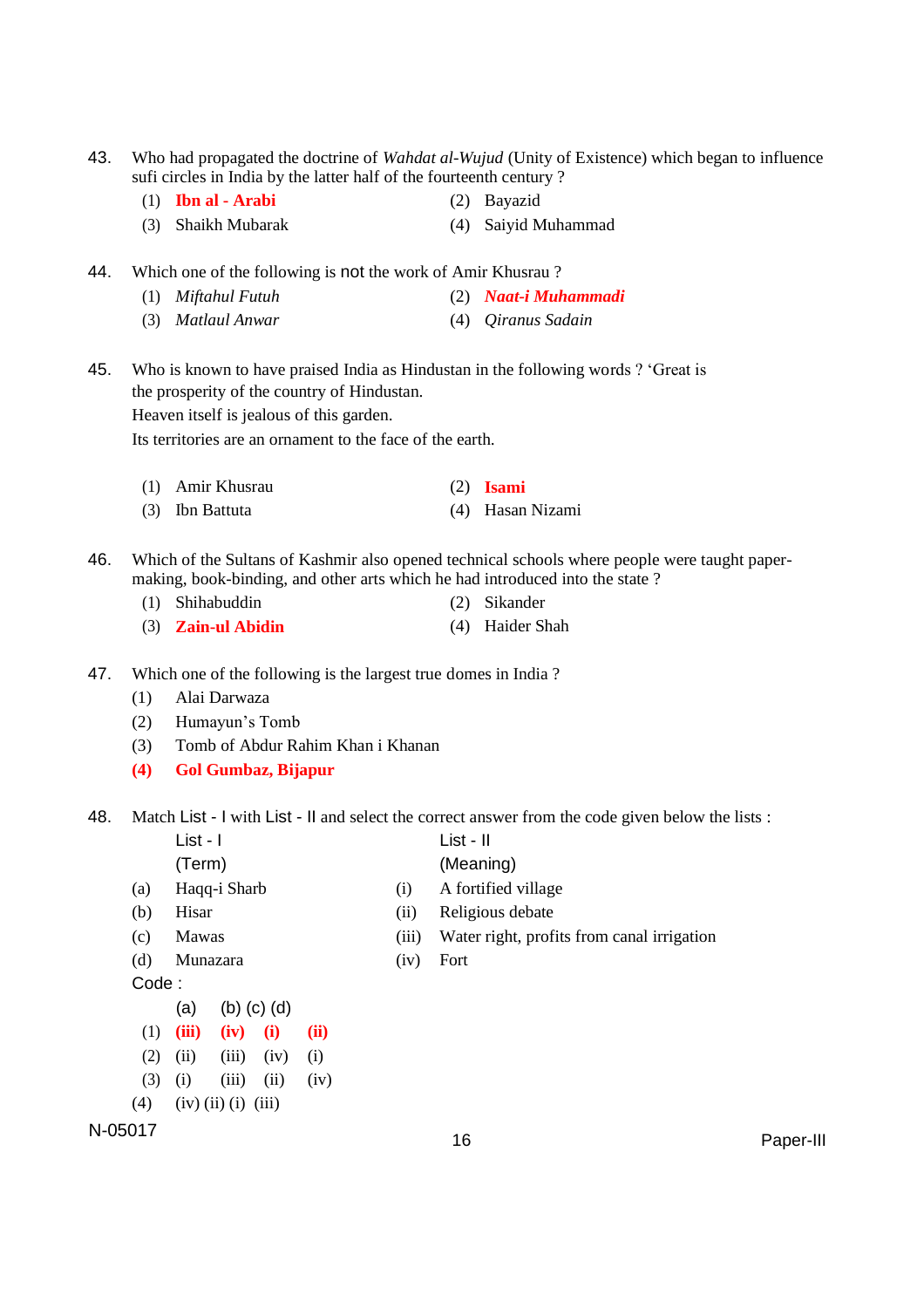43. Who had propagated the doctrine of *Wahdat al-Wujud* (Unity of Existence) which began to influence sufi circles in India by the latter half of the fourteenth century ?

(1) **Ibn al - Arabi**
(2) Bayazid
(3) Shaikh Mubarak
(4) Saiyid Muhammad

44. Which one of the following is not the work of Amir Khusrau ?

(1) *Miftahul Futuh*
(2) ***Naat-i Muhammadi***
(3) *Matlaul Anwar*
(4) *Qiranus Sadain*

45. Who is known to have praised India as Hindustan in the following words ? 'Great is the prosperity of the country of Hindustan.
Heaven itself is jealous of this garden.
Its territories are an ornament to the face of the earth.

(1) Amir Khusrau
(2) **Isami**
(3) Ibn Battuta
(4) Hasan Nizami

46. Which of the Sultans of Kashmir also opened technical schools where people were taught paper-making, book-binding, and other arts which he had introduced into the state ?

(1) Shihabuddin
(2) Sikander
(3) **Zain-ul Abidin**
(4) Haider Shah

47. Which one of the following is the largest true domes in India ?

(1) Alai Darwaza
(2) Humayun's Tomb
(3) Tomb of Abdur Rahim Khan i Khanan
**(4) Gol Gumbaz, Bijapur**

48. Match List - I with List - II and select the correct answer from the code given below the lists :

| | List - I (Term) | | List - II (Meaning) |
|---|---|---|---|
| (a) | Haqq-i Sharb | (i) | A fortified village |
| (b) | Hisar | (ii) | Religious debate |
| (c) | Mawas | (iii) | Water right, profits from canal irrigation |
| (d) | Munazara | (iv) | Fort |

Code :

| | (a) | (b) | (c) | (d) |
|---|---|---|---|---|
| (1) | **(iii)** | **(iv)** | **(i)** | **(ii)** |
| (2) | (ii) | (iii) | (iv) | (i) |
| (3) | (i) | (iii) | (ii) | (iv) |
| (4) | (iv) | (ii) | (i) | (iii) |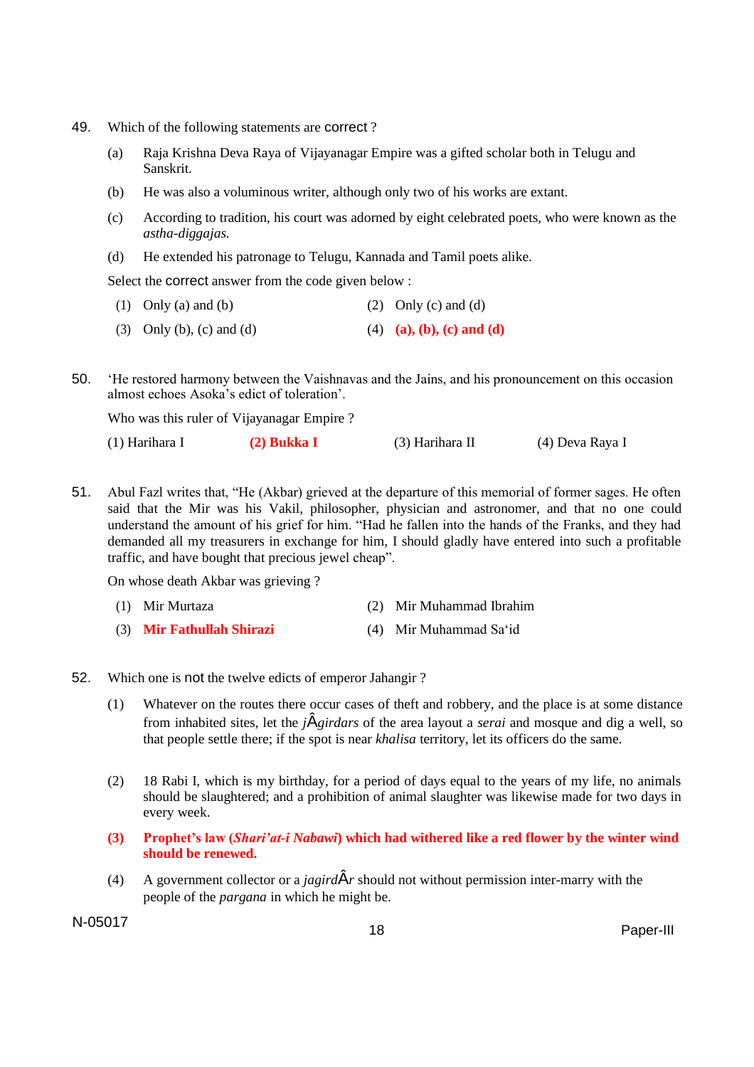49. Which of the following statements are correct ?

(a) Raja Krishna Deva Raya of Vijayanagar Empire was a gifted scholar both in Telugu and Sanskrit.

(b) He was also a voluminous writer, although only two of his works are extant.

(c) According to tradition, his court was adorned by eight celebrated poets, who were known as the *astha-diggajas.*

(d) He extended his patronage to Telugu, Kannada and Tamil poets alike.

Select the correct answer from the code given below :

(1) Only (a) and (b) (2) Only (c) and (d)

(3) Only (b), (c) and (d) (4) **(a), (b), (c) and (d)**

50. 'He restored harmony between the Vaishnavas and the Jains, and his pronouncement on this occasion almost echoes Asoka's edict of toleration'.

Who was this ruler of Vijayanagar Empire ?

(1) Harihara I **(2) Bukka I** (3) Harihara II (4) Deva Raya I

51. Abul Fazl writes that, "He (Akbar) grieved at the departure of this memorial of former sages. He often said that the Mir was his Vakil, philosopher, physician and astronomer, and that no one could understand the amount of his grief for him. "Had he fallen into the hands of the Franks, and they had demanded all my treasurers in exchange for him, I should gladly have entered into such a profitable traffic, and have bought that precious jewel cheap".

On whose death Akbar was grieving ?

(1) Mir Murtaza (2) Mir Muhammad Ibrahim

(3) **Mir Fathullah Shirazi** (4) Mir Muhammad Sa'id

52. Which one is not the twelve edicts of emperor Jahangir ?

(1) Whatever on the routes there occur cases of theft and robbery, and the place is at some distance from inhabited sites, let the *jÂgirdars* of the area layout a *serai* and mosque and dig a well, so that people settle there; if the spot is near *khalisa* territory, let its officers do the same.

(2) 18 Rabi I, which is my birthday, for a period of days equal to the years of my life, no animals should be slaughtered; and a prohibition of animal slaughter was likewise made for two days in every week.

**(3) Prophet's law (*Shari'at-i Nabawi*) which had withered like a red flower by the winter wind should be renewed.**

(4) A government collector or a *jagirdÂr* should not without permission inter-marry with the people of the *pargana* in which he might be.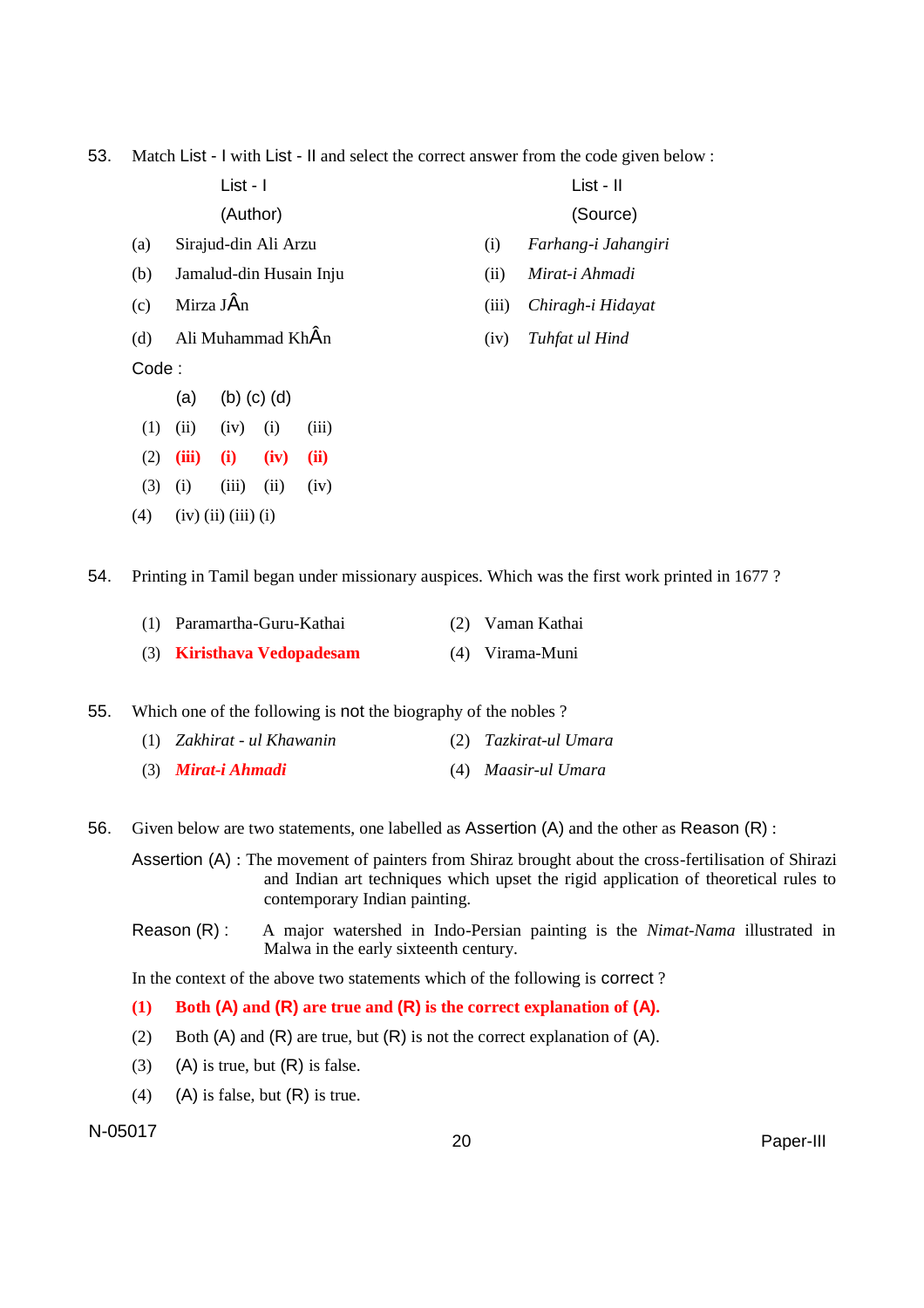53. Match List - I with List - II and select the correct answer from the code given below :

| List - I (Author) | | List - II (Source) | |
|---|---|---|---|
| (a) | Sirajud-din Ali Arzu | (i) | *Farhang-i Jahangiri* |
| (b) | Jamalud-din Husain Inju | (ii) | *Mirat-i Ahmadi* |
| (c) | Mirza JÂn | (iii) | *Chiragh-i Hidayat* |
| (d) | Ali Muhammad KhÂn | (iv) | *Tuhfat ul Hind* |

Code :

| | (a) | (b) | (c) | (d) |
|---|---|---|---|---|
| (1) | (ii) | (iv) | (i) | (iii) |
| (2) | **(iii)** | **(i)** | **(iv)** | **(ii)** |
| (3) | (i) | (iii) | (ii) | (iv) |
| (4) | (iv) | (ii) | (iii) | (i) |

54. Printing in Tamil began under missionary auspices. Which was the first work printed in 1677 ?

(1) Paramartha-Guru-Kathai
(2) Vaman Kathai
(3) **Kiristhava Vedopadesam**
(4) Virama-Muni

55. Which one of the following is not the biography of the nobles ?

(1) *Zakhirat - ul Khawanin*
(2) *Tazkirat-ul Umara*
(3) ***Mirat-i Ahmadi***
(4) *Maasir-ul Umara*

56. Given below are two statements, one labelled as Assertion (A) and the other as Reason (R) :

Assertion (A) : The movement of painters from Shiraz brought about the cross-fertilisation of Shirazi and Indian art techniques which upset the rigid application of theoretical rules to contemporary Indian painting.

Reason (R) : A major watershed in Indo-Persian painting is the *Nimat-Nama* illustrated in Malwa in the early sixteenth century.

In the context of the above two statements which of the following is correct ?

(1) **Both (A) and (R) are true and (R) is the correct explanation of (A).**
(2) Both (A) and (R) are true, but (R) is not the correct explanation of (A).
(3) (A) is true, but (R) is false.
(4) (A) is false, but (R) is true.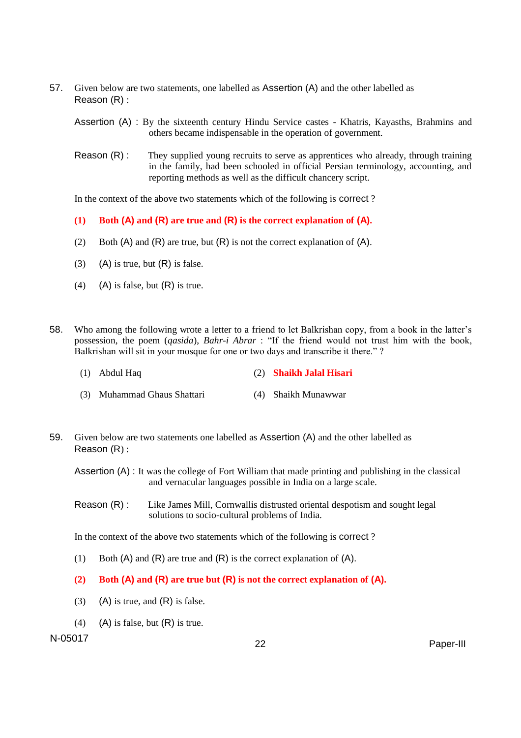57. Given below are two statements, one labelled as Assertion (A) and the other labelled as Reason (R) :

Assertion (A) : By the sixteenth century Hindu Service castes - Khatris, Kayasths, Brahmins and others became indispensable in the operation of government.

Reason (R) : They supplied young recruits to serve as apprentices who already, through training in the family, had been schooled in official Persian terminology, accounting, and reporting methods as well as the difficult chancery script.

In the context of the above two statements which of the following is correct ?

**(1) Both (A) and (R) are true and (R) is the correct explanation of (A).**

(2) Both (A) and (R) are true, but (R) is not the correct explanation of (A).

(3) (A) is true, but (R) is false.

(4) (A) is false, but (R) is true.

58. Who among the following wrote a letter to a friend to let Balkrishan copy, from a book in the latter's possession, the poem (*qasida*), *Bahr-i Abrar* : "If the friend would not trust him with the book, Balkrishan will sit in your mosque for one or two days and transcribe it there." ?

(1) Abdul Haq

**(2) Shaikh Jalal Hisari**

(3) Muhammad Ghaus Shattari

(4) Shaikh Munawwar

59. Given below are two statements one labelled as Assertion (A) and the other labelled as Reason (R) :

Assertion (A) : It was the college of Fort William that made printing and publishing in the classical and vernacular languages possible in India on a large scale.

Reason (R) : Like James Mill, Cornwallis distrusted oriental despotism and sought legal solutions to socio-cultural problems of India.

In the context of the above two statements which of the following is correct ?

(1) Both (A) and (R) are true and (R) is the correct explanation of (A).

**(2) Both (A) and (R) are true but (R) is not the correct explanation of (A).**

(3) (A) is true, and (R) is false.

(4) (A) is false, but (R) is true.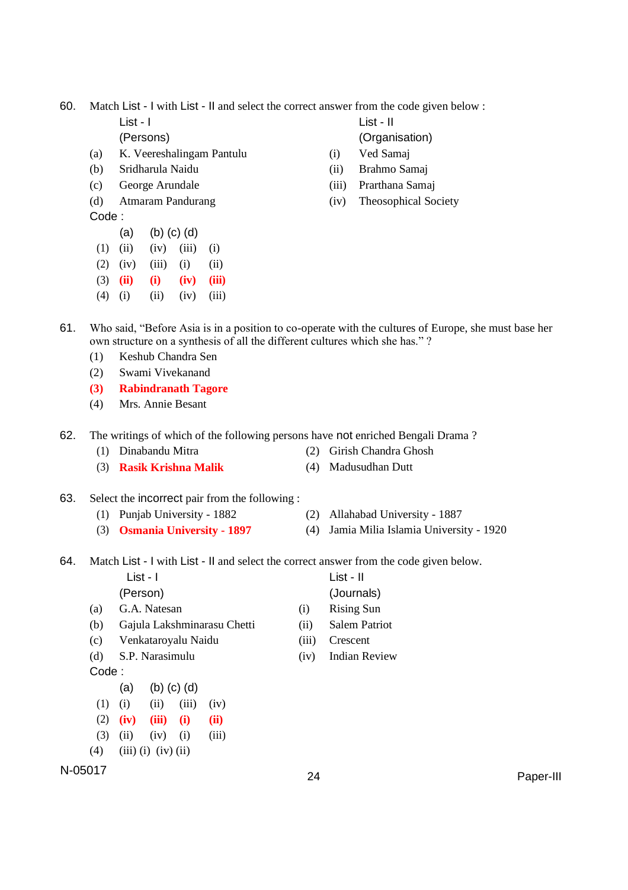60. Match List - I with List - II and select the correct answer from the code given below :

| | List - I (Persons) | | List - II (Organisation) |
|---|---|---|---|
| (a) | K. Veereshalingam Pantulu | (i) | Ved Samaj |
| (b) | Sridharula Naidu | (ii) | Brahmo Samaj |
| (c) | George Arundale | (iii) | Prarthana Samaj |
| (d) | Atmaram Pandurang | (iv) | Theosophical Society |

Code :

| | (a) | (b) | (c) | (d) |
|---|---|---|---|---|
| (1) | (ii) | (iv) | (iii) | (i) |
| (2) | (iv) | (iii) | (i) | (ii) |
| (3) | **(ii)** | **(i)** | **(iv)** | **(iii)** |
| (4) | (i) | (ii) | (iv) | (iii) |

61. Who said, "Before Asia is in a position to co-operate with the cultures of Europe, she must base her own structure on a synthesis of all the different cultures which she has." ?
   (1) Keshub Chandra Sen
   (2) Swami Vivekanand
   **(3) Rabindranath Tagore**
   (4) Mrs. Annie Besant

62. The writings of which of the following persons have not enriched Bengali Drama ?
   (1) Dinabandu Mitra
   (2) Girish Chandra Ghosh
   **(3) Rasik Krishna Malik**
   (4) Madusudhan Dutt

63. Select the incorrect pair from the following :
   (1) Punjab University - 1882
   (2) Allahabad University - 1887
   **(3) Osmania University - 1897**
   (4) Jamia Milia Islamia University - 1920

64. Match List - I with List - II and select the correct answer from the code given below.

| | List - I (Person) | | List - II (Journals) |
|---|---|---|---|
| (a) | G.A. Natesan | (i) | Rising Sun |
| (b) | Gajula Lakshminarasu Chetti | (ii) | Salem Patriot |
| (c) | Venkataroyalu Naidu | (iii) | Crescent |
| (d) | S.P. Narasimulu | (iv) | Indian Review |

Code :

| | (a) | (b) | (c) | (d) |
|---|---|---|---|---|
| (1) | (i) | (ii) | (iii) | (iv) |
| (2) | **(iv)** | **(iii)** | **(i)** | **(ii)** |
| (3) | (ii) | (iv) | (i) | (iii) |
| (4) | (iii) | (i) | (iv) | (ii) |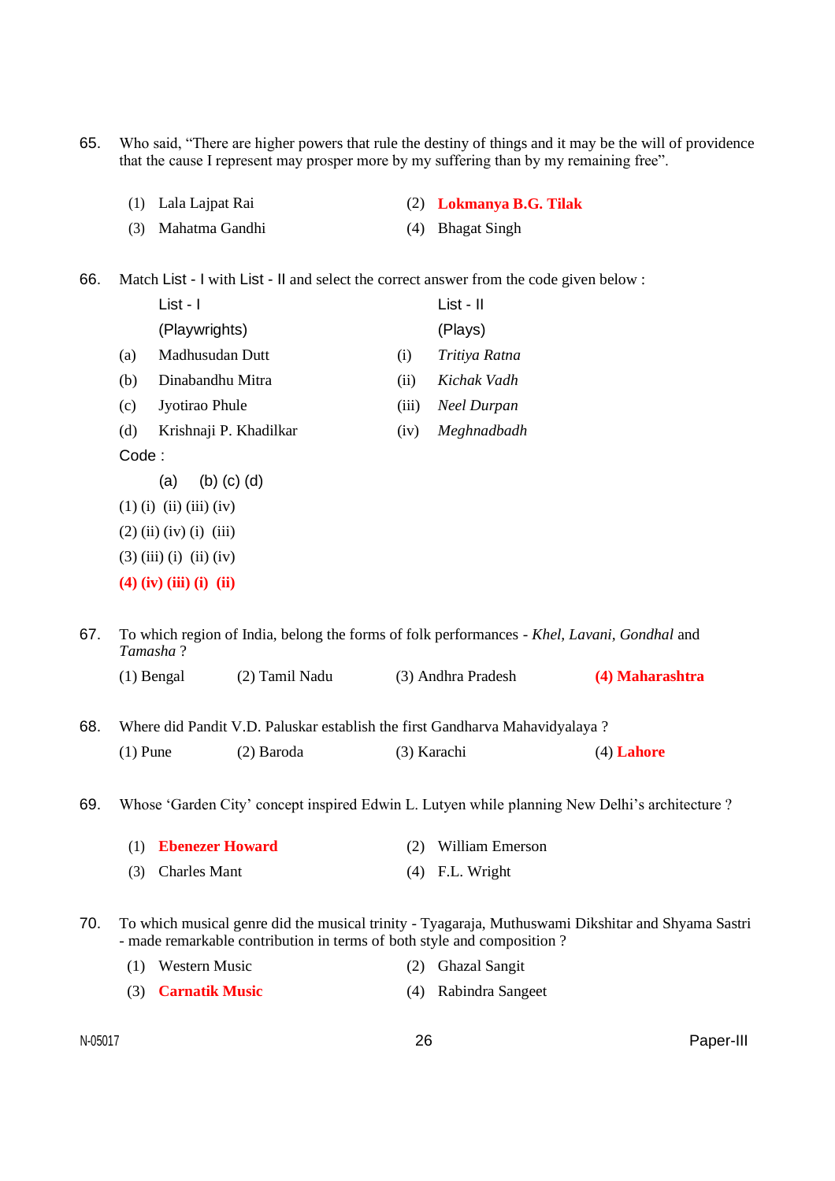65. Who said, "There are higher powers that rule the destiny of things and it may be the will of providence that the cause I represent may prosper more by my suffering than by my remaining free".

(1) Lala Lajpat Rai
(2) **Lokmanya B.G. Tilak**
(3) Mahatma Gandhi
(4) Bhagat Singh

66. Match List - I with List - II and select the correct answer from the code given below :

| | List - I (Playwrights) | | List - II (Plays) |
|---|---|---|---|
| (a) | Madhusudan Dutt | (i) | *Tritiya Ratna* |
| (b) | Dinabandhu Mitra | (ii) | *Kichak Vadh* |
| (c) | Jyotirao Phule | (iii) | *Neel Durpan* |
| (d) | Krishnaji P. Khadilkar | (iv) | *Meghnadbadh* |

Code :

| | (a) | (b) | (c) | (d) |
|---|---|---|---|---|
| (1) | (i) | (ii) | (iii) | (iv) |
| (2) | (ii) | (iv) | (i) | (iii) |
| (3) | (iii) | (i) | (ii) | (iv) |
| **(4)** | **(iv)** | **(iii)** | **(i)** | **(ii)** |

67. To which region of India, belong the forms of folk performances - *Khel, Lavani, Gondhal* and *Tamasha* ?

(1) Bengal
(2) Tamil Nadu
(3) Andhra Pradesh
**(4) Maharashtra**

68. Where did Pandit V.D. Paluskar establish the first Gandharva Mahavidyalaya ?

(1) Pune
(2) Baroda
(3) Karachi
(4) **Lahore**

69. Whose 'Garden City' concept inspired Edwin L. Lutyen while planning New Delhi's architecture ?

(1) **Ebenezer Howard**
(2) William Emerson
(3) Charles Mant
(4) F.L. Wright

70. To which musical genre did the musical trinity - Tyagaraja, Muthuswami Dikshitar and Shyama Sastri - made remarkable contribution in terms of both style and composition ?

(1) Western Music
(2) Ghazal Sangit
(3) **Carnatik Music**
(4) Rabindra Sangeet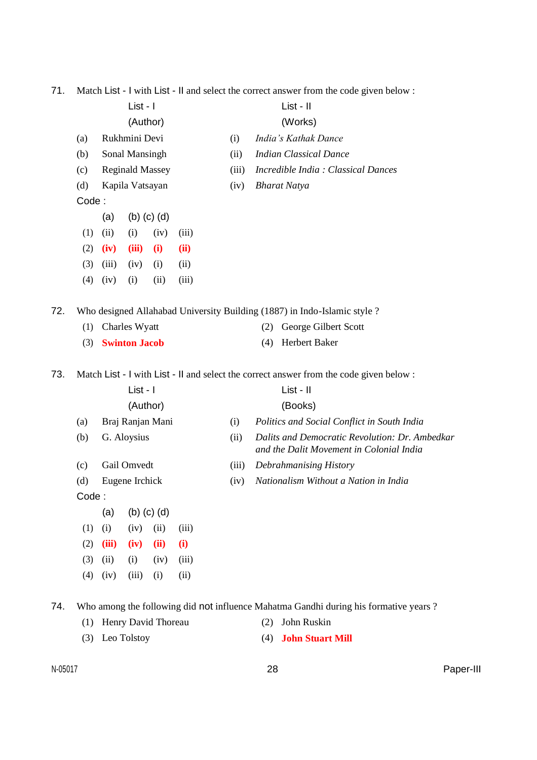71. Match List - I with List - II and select the correct answer from the code given below :

| | List - I (Author) | | List - II (Works) |
|---|---|---|---|
| (a) | Rukhmini Devi | (i) | *India's Kathak Dance* |
| (b) | Sonal Mansingh | (ii) | *Indian Classical Dance* |
| (c) | Reginald Massey | (iii) | *Incredible India : Classical Dances* |
| (d) | Kapila Vatsayan | (iv) | *Bharat Natya* |

Code :

| | (a) | (b) | (c) | (d) |
|---|---|---|---|---|
| (1) | (ii) | (i) | (iv) | (iii) |
| (2) | **(iv)** | **(iii)** | **(i)** | **(ii)** |
| (3) | (iii) | (iv) | (i) | (ii) |
| (4) | (iv) | (i) | (ii) | (iii) |

72. Who designed Allahabad University Building (1887) in Indo-Islamic style ?

(1) Charles Wyatt
(2) George Gilbert Scott
(3) **Swinton Jacob**
(4) Herbert Baker

73. Match List - I with List - II and select the correct answer from the code given below :

| | List - I (Author) | | List - II (Books) |
|---|---|---|---|
| (a) | Braj Ranjan Mani | (i) | *Politics and Social Conflict in South India* |
| (b) | G. Aloysius | (ii) | *Dalits and Democratic Revolution: Dr. Ambedkar and the Dalit Movement in Colonial India* |
| (c) | Gail Omvedt | (iii) | *Debrahmanising History* |
| (d) | Eugene Irchick | (iv) | *Nationalism Without a Nation in India* |

Code :

| | (a) | (b) | (c) | (d) |
|---|---|---|---|---|
| (1) | (i) | (iv) | (ii) | (iii) |
| (2) | **(iii)** | **(iv)** | **(ii)** | **(i)** |
| (3) | (ii) | (i) | (iv) | (iii) |
| (4) | (iv) | (iii) | (i) | (ii) |

74. Who among the following did not influence Mahatma Gandhi during his formative years ?

(1) Henry David Thoreau
(2) John Ruskin
(3) Leo Tolstoy
(4) **John Stuart Mill**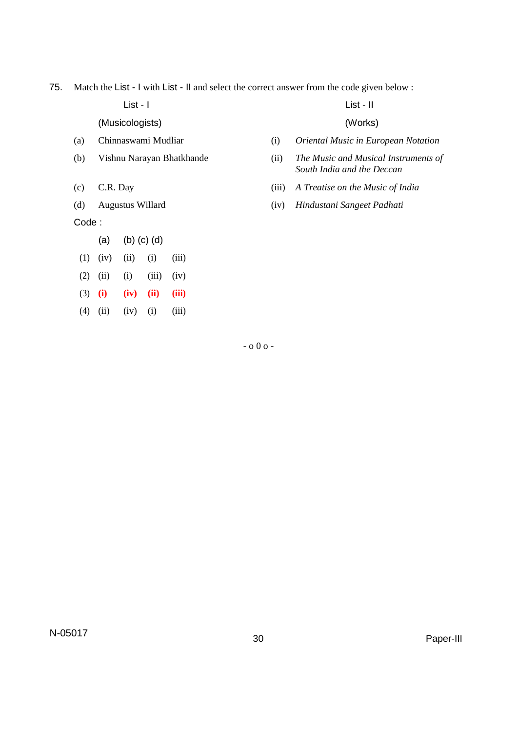75. Match the List - I with List - II and select the correct answer from the code given below :

| List - I (Musicologists) | | List - II (Works) | |
|---|---|---|---|
| (a) | Chinnaswami Mudliar | (i) | *Oriental Music in European Notation* |
| (b) | Vishnu Narayan Bhatkhande | (ii) | *The Music and Musical Instruments of South India and the Deccan* |
| (c) | C.R. Day | (iii) | *A Treatise on the Music of India* |
| (d) | Augustus Willard | (iv) | *Hindustani Sangeet Padhati* |

Code :

| | (a) | (b) | (c) | (d) |
|---|---|---|---|---|
| (1) | (iv) | (ii) | (i) | (iii) |
| (2) | (ii) | (i) | (iii) | (iv) |
| (3) | **(i)** | **(iv)** | **(ii)** | **(iii)** |
| (4) | (ii) | (iv) | (i) | (iii) |

- o 0 o -